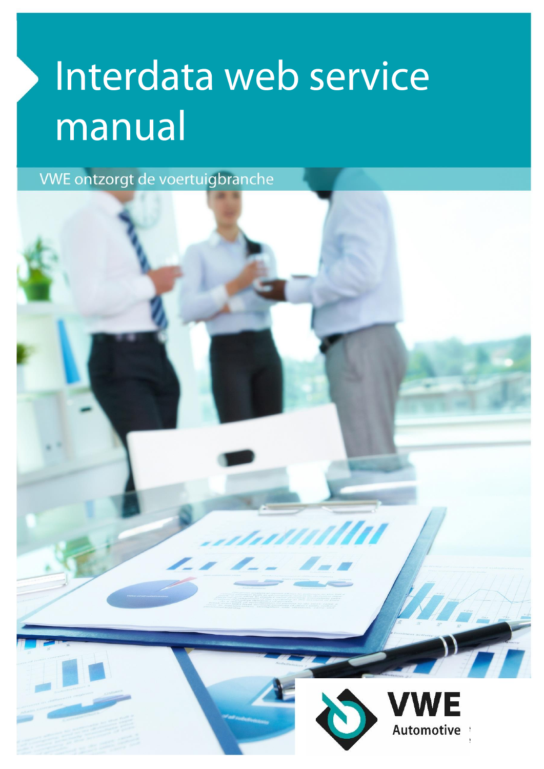# Interdata web service manual

VWE ontzorgt de voertuigbranche

VWE Automotive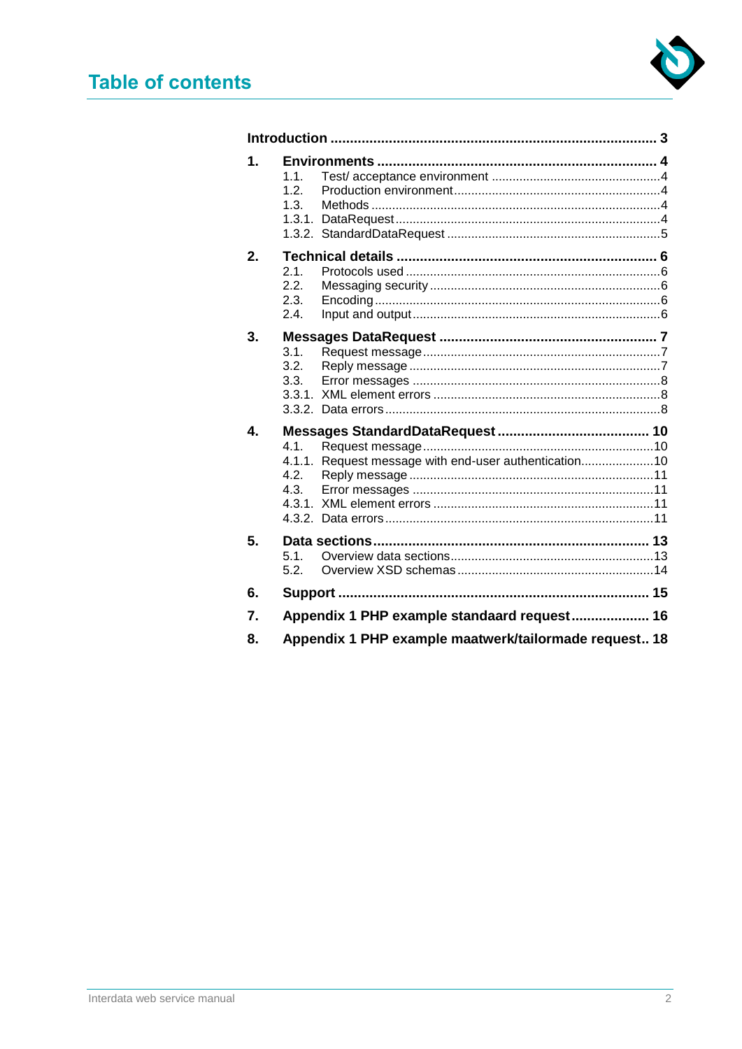# Table of contents

**Introduction** .... 3

**1. Environments** .... 4
- 1.1. Test/ acceptance environment .... 4
- 1.2. Production environment .... 4
- 1.3. Methods .... 4
- 1.3.1. DataRequest .... 4
- 1.3.2. StandardDataRequest .... 5

**2. Technical details** .... 6
- 2.1. Protocols used .... 6
- 2.2. Messaging security .... 6
- 2.3. Encoding .... 6
- 2.4. Input and output .... 6

**3. Messages DataRequest** .... 7
- 3.1. Request message .... 7
- 3.2. Reply message .... 7
- 3.3. Error messages .... 8
- 3.3.1. XML element errors .... 8
- 3.3.2. Data errors .... 8

**4. Messages StandardDataRequest** .... 10
- 4.1. Request message .... 10
- 4.1.1. Request message with end-user authentication .... 10
- 4.2. Reply message .... 11
- 4.3. Error messages .... 11
- 4.3.1. XML element errors .... 11
- 4.3.2. Data errors .... 11

**5. Data sections** .... 13
- 5.1. Overview data sections .... 13
- 5.2. Overview XSD schemas .... 14

**6. Support** .... 15

**7. Appendix 1 PHP example standaard request** .... 16

**8. Appendix 1 PHP example maatwerk/tailormade request** .. 18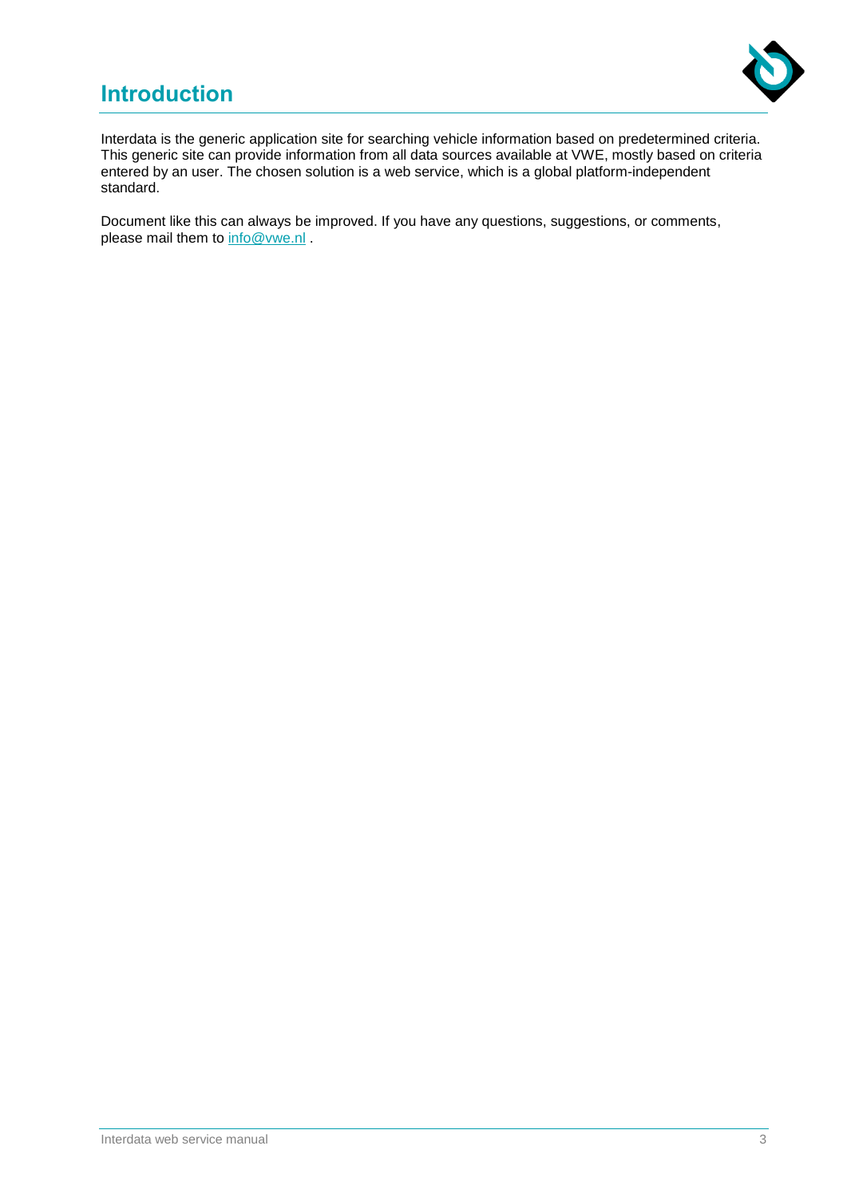# Introduction

Interdata is the generic application site for searching vehicle information based on predetermined criteria. This generic site can provide information from all data sources available at VWE, mostly based on criteria entered by an user. The chosen solution is a web service, which is a global platform-independent standard.

Document like this can always be improved. If you have any questions, suggestions, or comments, please mail them to info@vwe.nl .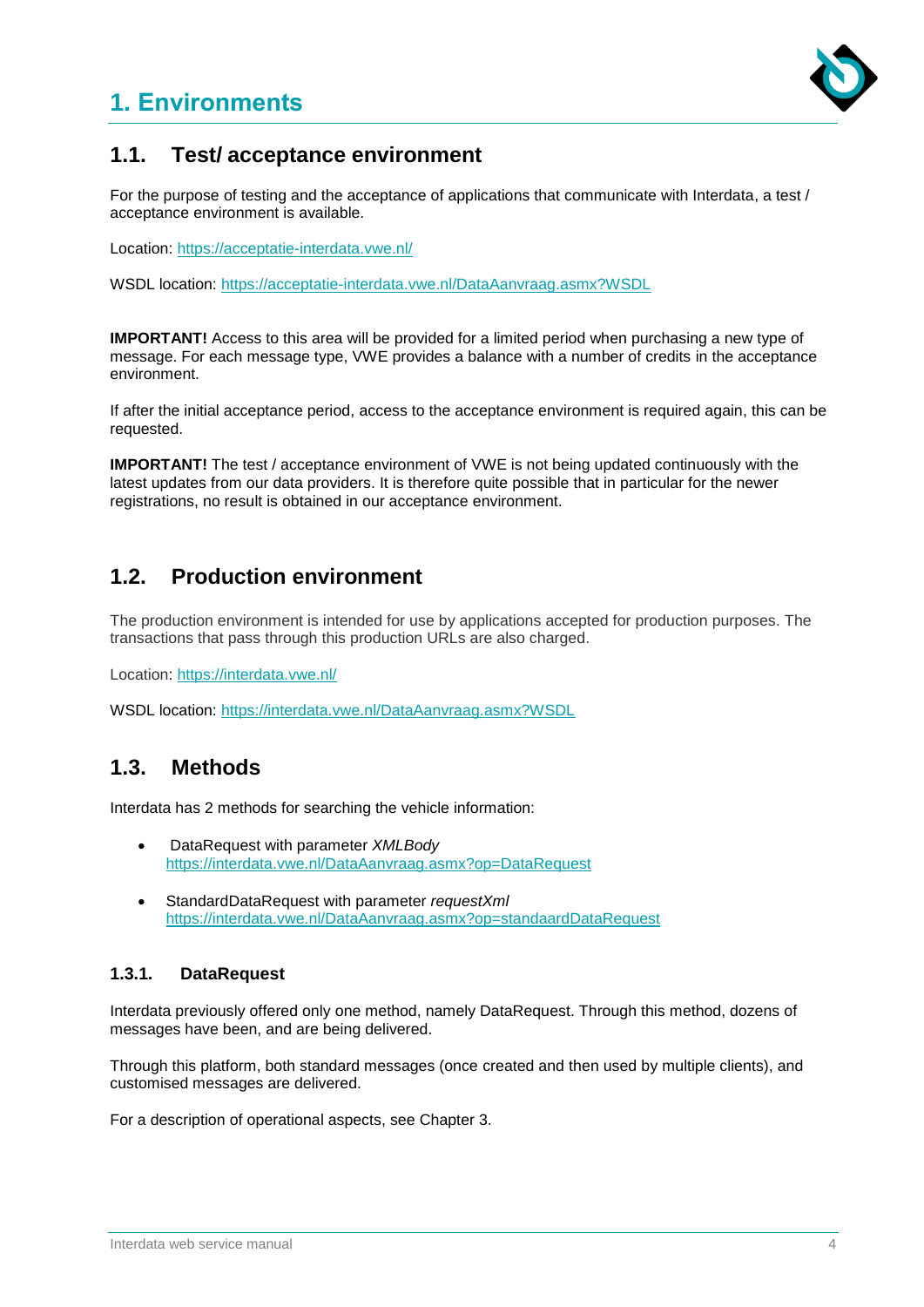# 1. Environments

## 1.1. Test/ acceptance environment

For the purpose of testing and the acceptance of applications that communicate with Interdata, a test / acceptance environment is available.

Location: [https://acceptatie-interdata.vwe.nl/](https://acceptatie-interdata.vwe.nl/)

WSDL location: [https://acceptatie-interdata.vwe.nl/DataAanvraag.asmx?WSDL](https://acceptatie-interdata.vwe.nl/DataAanvraag.asmx?WSDL)

**IMPORTANT!** Access to this area will be provided for a limited period when purchasing a new type of message. For each message type, VWE provides a balance with a number of credits in the acceptance environment.

If after the initial acceptance period, access to the acceptance environment is required again, this can be requested.

**IMPORTANT!** The test / acceptance environment of VWE is not being updated continuously with the latest updates from our data providers. It is therefore quite possible that in particular for the newer registrations, no result is obtained in our acceptance environment.

## 1.2. Production environment

The production environment is intended for use by applications accepted for production purposes. The transactions that pass through this production URLs are also charged.

Location: [https://interdata.vwe.nl/](https://interdata.vwe.nl/)

WSDL location: [https://interdata.vwe.nl/DataAanvraag.asmx?WSDL](https://interdata.vwe.nl/DataAanvraag.asmx?WSDL)

## 1.3. Methods

Interdata has 2 methods for searching the vehicle information:

- DataRequest with parameter *XMLBody*
  [https://interdata.vwe.nl/DataAanvraag.asmx?op=DataRequest](https://interdata.vwe.nl/DataAanvraag.asmx?op=DataRequest)
- StandardDataRequest with parameter *requestXml*
  [https://interdata.vwe.nl/DataAanvraag.asmx?op=standaardDataRequest](https://interdata.vwe.nl/DataAanvraag.asmx?op=standaardDataRequest)

### 1.3.1. DataRequest

Interdata previously offered only one method, namely DataRequest. Through this method, dozens of messages have been, and are being delivered.

Through this platform, both standard messages (once created and then used by multiple clients), and customised messages are delivered.

For a description of operational aspects, see Chapter 3.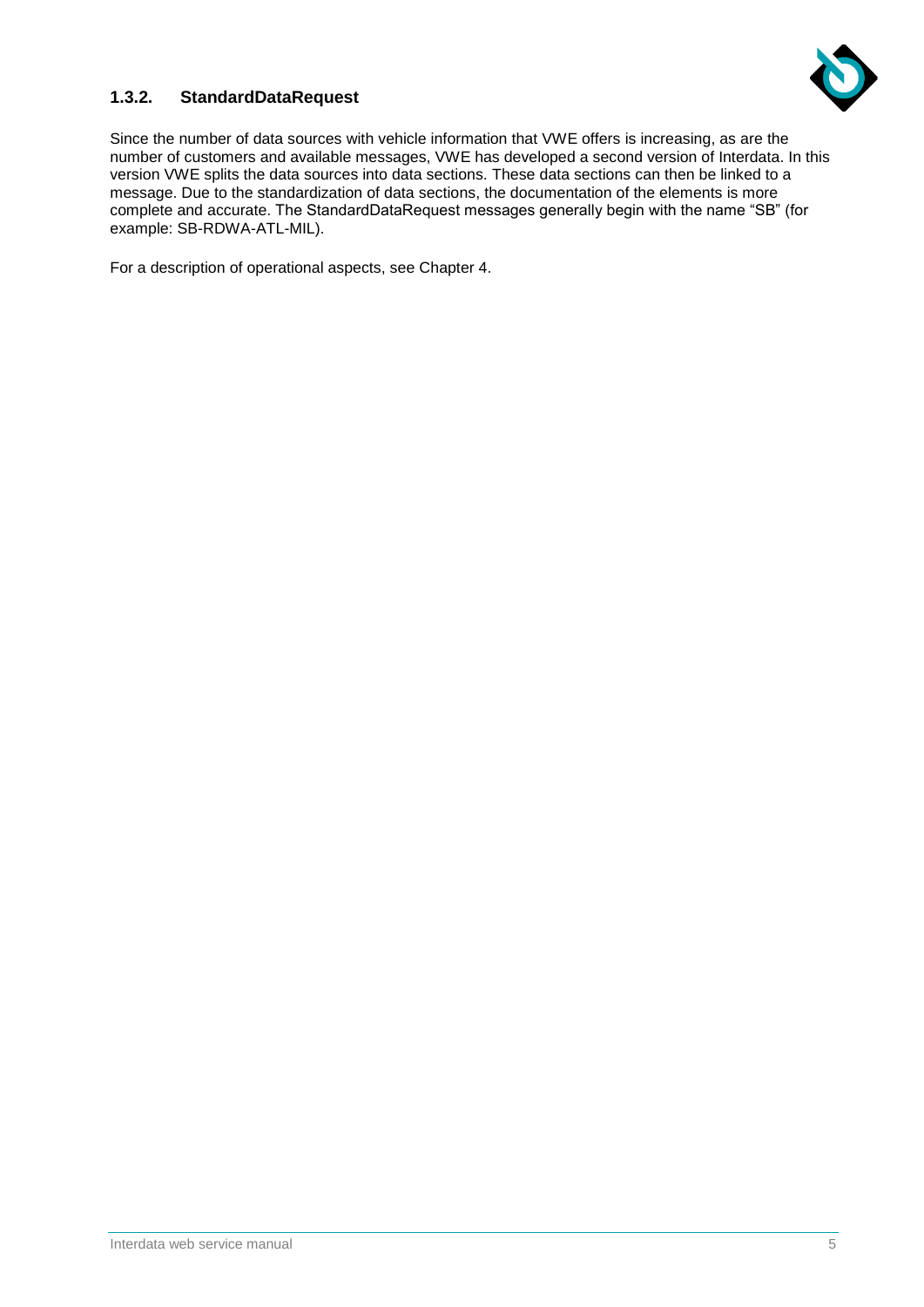### 1.3.2. StandardDataRequest

Since the number of data sources with vehicle information that VWE offers is increasing, as are the number of customers and available messages, VWE has developed a second version of Interdata. In this version VWE splits the data sources into data sections. These data sections can then be linked to a message. Due to the standardization of data sections, the documentation of the elements is more complete and accurate. The StandardDataRequest messages generally begin with the name "SB" (for example: SB-RDWA-ATL-MIL).

For a description of operational aspects, see Chapter 4.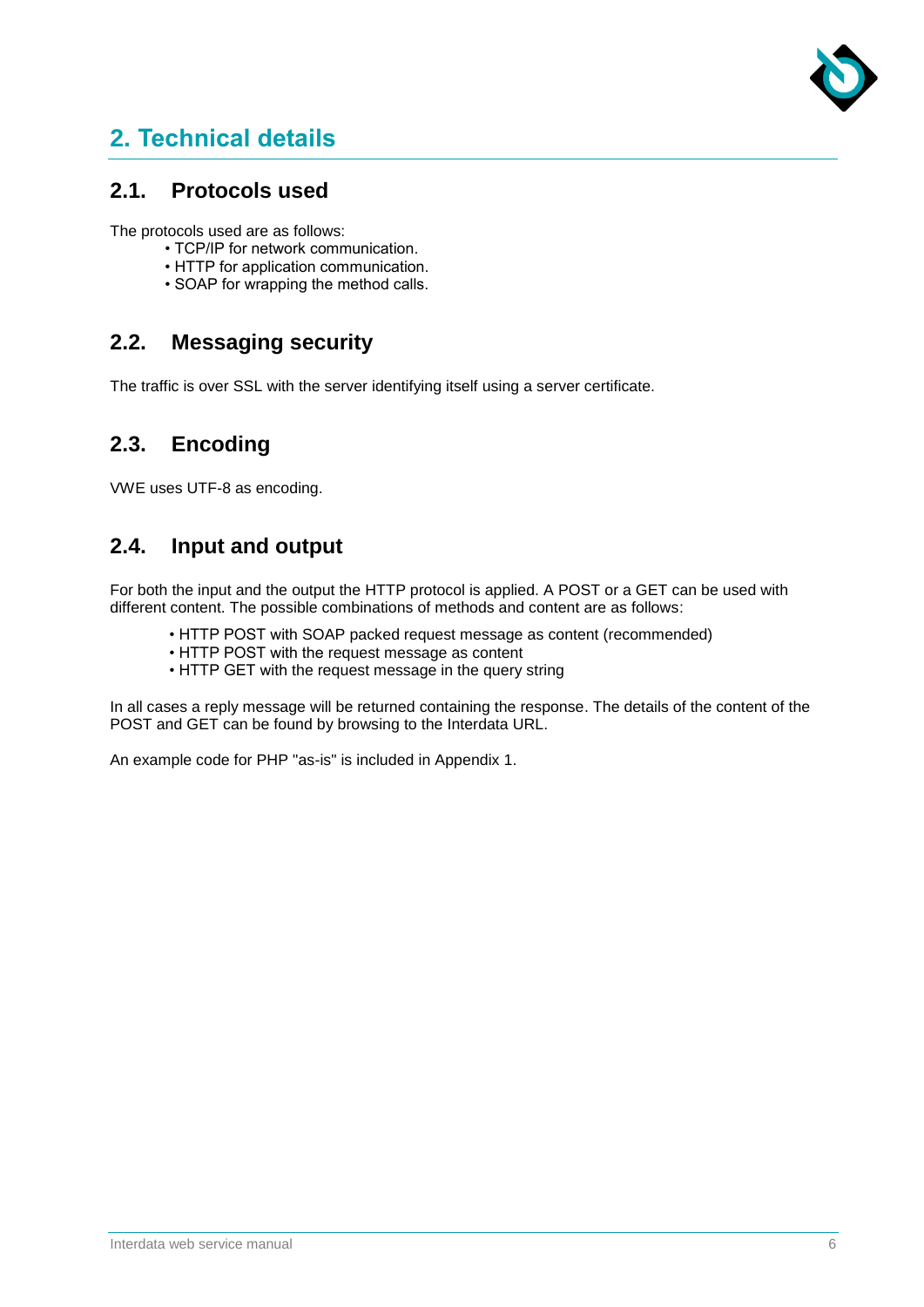# 2. Technical details

## 2.1. Protocols used

The protocols used are as follows:

- TCP/IP for network communication.
- HTTP for application communication.
- SOAP for wrapping the method calls.

## 2.2. Messaging security

The traffic is over SSL with the server identifying itself using a server certificate.

## 2.3. Encoding

VWE uses UTF-8 as encoding.

## 2.4. Input and output

For both the input and the output the HTTP protocol is applied. A POST or a GET can be used with different content. The possible combinations of methods and content are as follows:

- HTTP POST with SOAP packed request message as content (recommended)
- HTTP POST with the request message as content
- HTTP GET with the request message in the query string

In all cases a reply message will be returned containing the response. The details of the content of the POST and GET can be found by browsing to the Interdata URL.

An example code for PHP "as-is" is included in Appendix 1.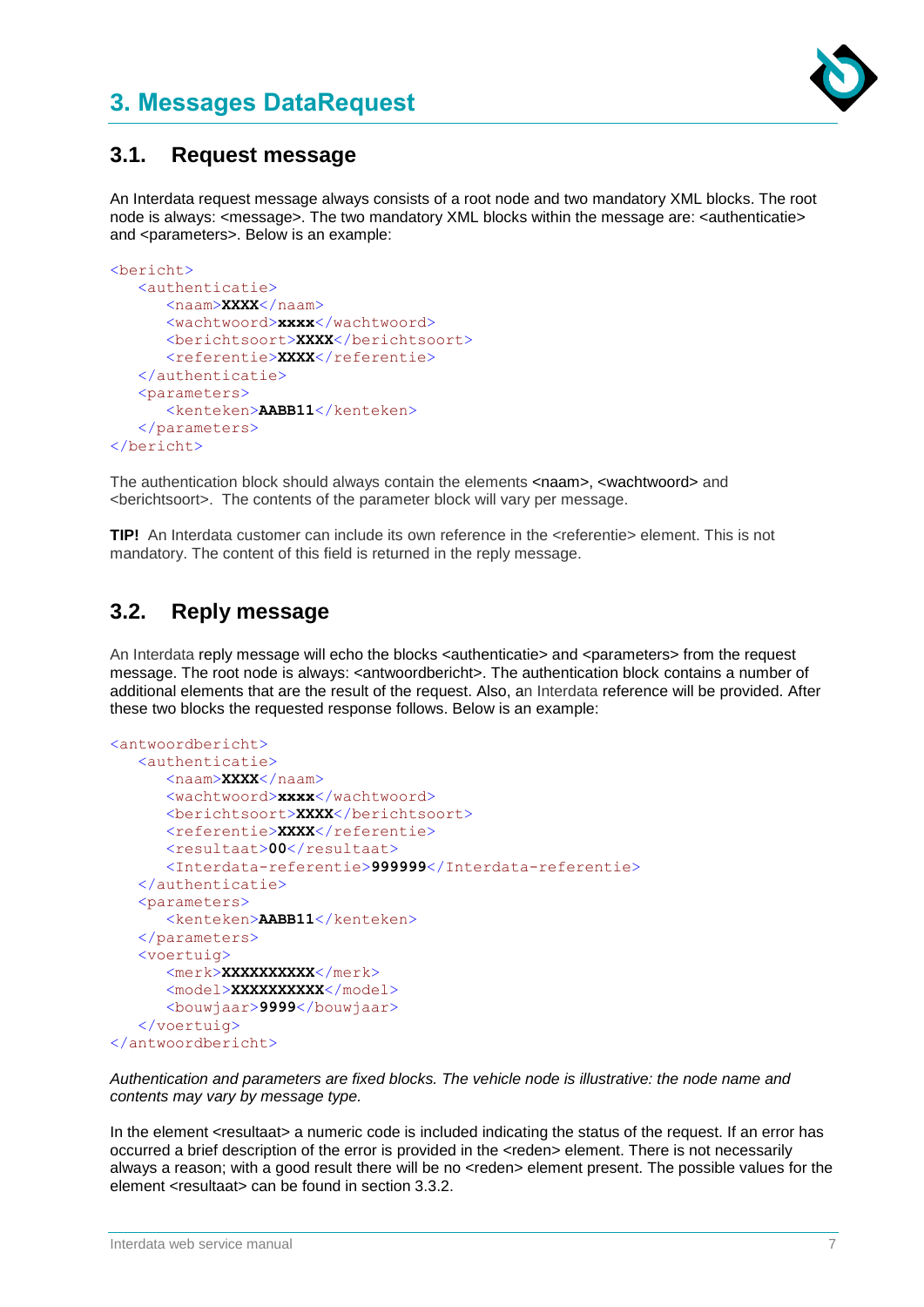# 3. Messages DataRequest

## 3.1. Request message

An Interdata request message always consists of a root node and two mandatory XML blocks. The root node is always: <message>. The two mandatory XML blocks within the message are: <authenticatie> and <parameters>. Below is an example:

```
<bericht>
   <authenticatie>
      <naam>XXXX</naam>
      <wachtwoord>xxxx</wachtwoord>
      <berichtsoort>XXXX</berichtsoort>
      <referentie>XXXX</referentie>
   </authenticatie>
   <parameters>
      <kenteken>AABB11</kenteken>
   </parameters>
</bericht>
```

The authentication block should always contain the elements <naam>, <wachtwoord> and <berichtsoort>. The contents of the parameter block will vary per message.

**TIP!** An Interdata customer can include its own reference in the <referentie> element. This is not mandatory. The content of this field is returned in the reply message.

## 3.2. Reply message

An Interdata reply message will echo the blocks <authenticatie> and <parameters> from the request message. The root node is always: <antwoordbericht>. The authentication block contains a number of additional elements that are the result of the request. Also, an Interdata reference will be provided. After these two blocks the requested response follows. Below is an example:

```
<antwoordbericht>
   <authenticatie>
      <naam>XXXX</naam>
      <wachtwoord>xxxx</wachtwoord>
      <berichtsoort>XXXX</berichtsoort>
      <referentie>XXXX</referentie>
      <resultaat>00</resultaat>
      <Interdata-referentie>999999</Interdata-referentie>
   </authenticatie>
   <parameters>
      <kenteken>AABB11</kenteken>
   </parameters>
   <voertuig>
      <merk>XXXXXXXXXX</merk>
      <model>XXXXXXXXXX</model>
      <bouwjaar>9999</bouwjaar>
   </voertuig>
</antwoordbericht>
```

*Authentication and parameters are fixed blocks. The vehicle node is illustrative: the node name and contents may vary by message type.*

In the element <resultaat> a numeric code is included indicating the status of the request. If an error has occurred a brief description of the error is provided in the <reden> element. There is not necessarily always a reason; with a good result there will be no <reden> element present. The possible values for the element <resultaat> can be found in section 3.3.2.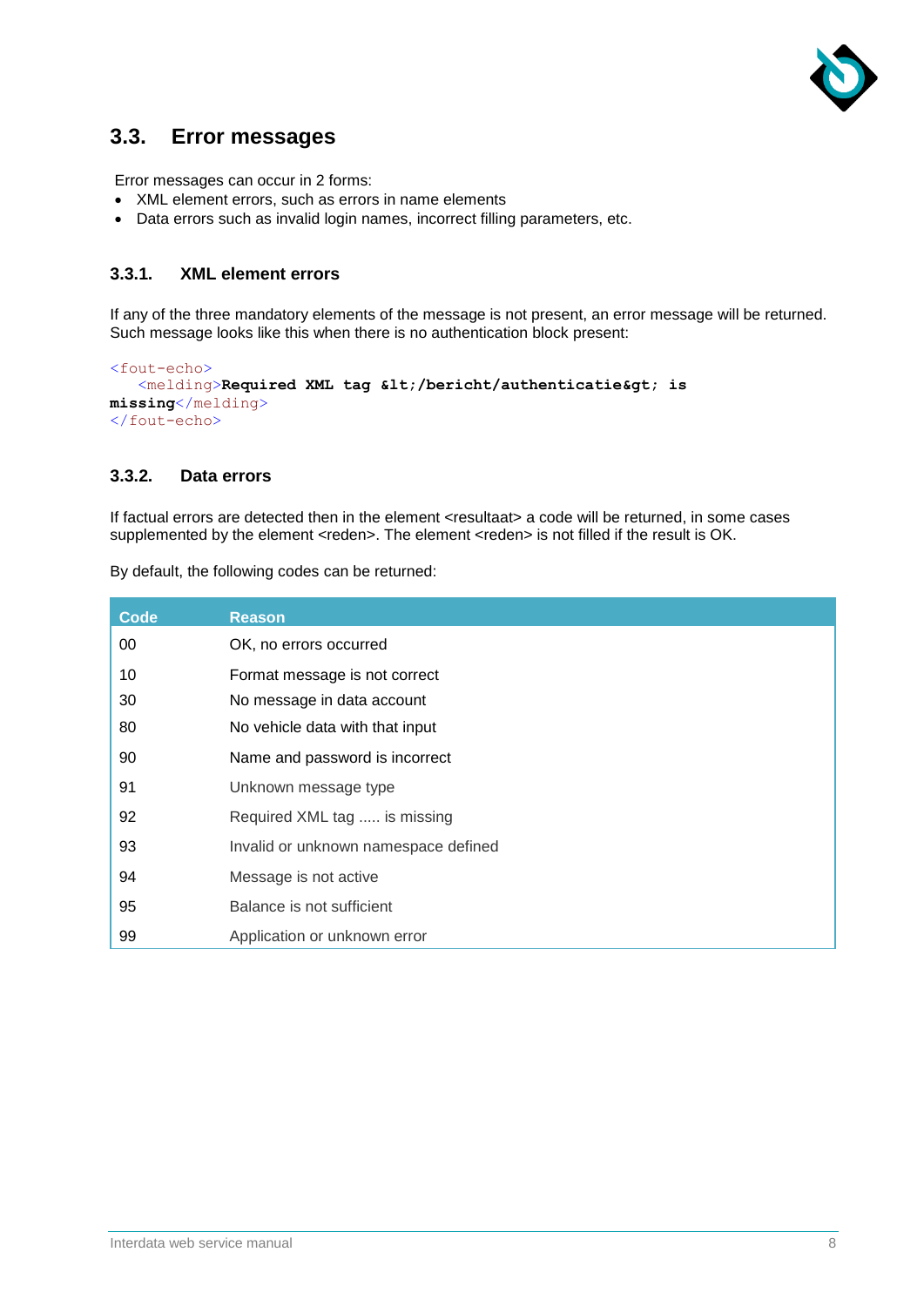## 3.3. Error messages

Error messages can occur in 2 forms:

- XML element errors, such as errors in name elements
- Data errors such as invalid login names, incorrect filling parameters, etc.

### 3.3.1. XML element errors

If any of the three mandatory elements of the message is not present, an error message will be returned. Such message looks like this when there is no authentication block present:

```
<fout-echo>
   <melding>Required XML tag &lt;/bericht/authenticatie&gt; is missing</melding>
</fout-echo>
```

### 3.3.2. Data errors

If factual errors are detected then in the element <resultaat> a code will be returned, in some cases supplemented by the element <reden>. The element <reden> is not filled if the result is OK.

By default, the following codes can be returned:

| Code | Reason |
| --- | --- |
| 00 | OK, no errors occurred |
| 10 | Format message is not correct |
| 30 | No message in data account |
| 80 | No vehicle data with that input |
| 90 | Name and password is incorrect |
| 91 | Unknown message type |
| 92 | Required XML tag ..... is missing |
| 93 | Invalid or unknown namespace defined |
| 94 | Message is not active |
| 95 | Balance is not sufficient |
| 99 | Application or unknown error |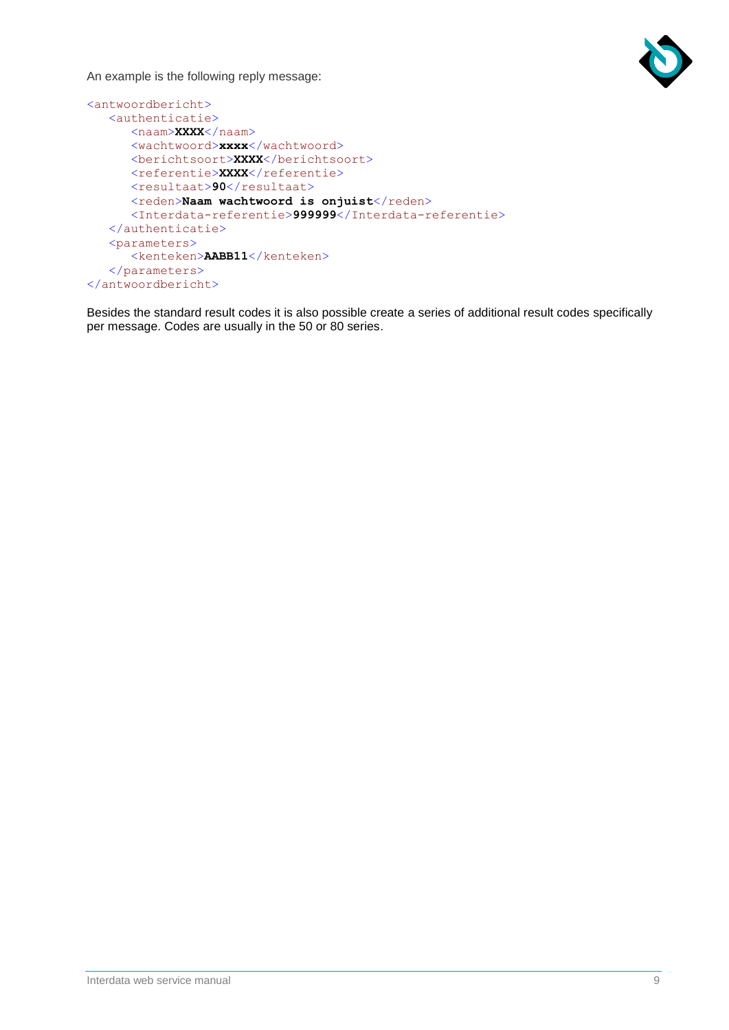An example is the following reply message:

```
<antwoordbericht>
   <authenticatie>
      <naam>XXXX</naam>
      <wachtwoord>xxxx</wachtwoord>
      <berichtsoort>XXXX</berichtsoort>
      <referentie>XXXX</referentie>
      <resultaat>90</resultaat>
      <reden>Naam wachtwoord is onjuist</reden>
      <Interdata-referentie>999999</Interdata-referentie>
   </authenticatie>
   <parameters>
      <kenteken>AABB11</kenteken>
   </parameters>
</antwoordbericht>
```

Besides the standard result codes it is also possible create a series of additional result codes specifically per message. Codes are usually in the 50 or 80 series.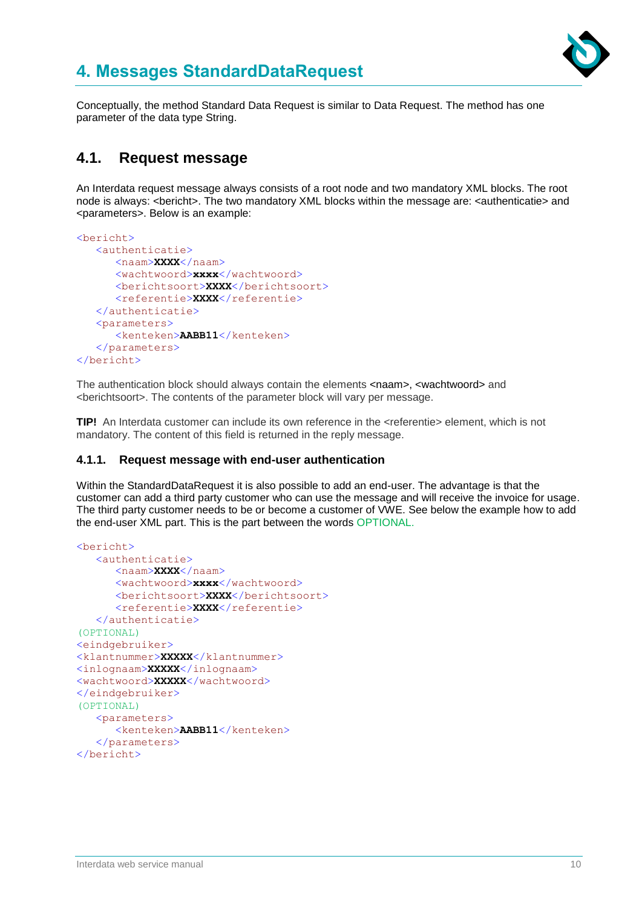# 4. Messages StandardDataRequest

Conceptually, the method Standard Data Request is similar to Data Request. The method has one parameter of the data type String.

## 4.1. Request message

An Interdata request message always consists of a root node and two mandatory XML blocks. The root node is always: <bericht>. The two mandatory XML blocks within the message are: <authenticatie> and <parameters>. Below is an example:

```
<bericht>
   <authenticatie>
      <naam>XXXX</naam>
      <wachtwoord>xxxx</wachtwoord>
      <berichtsoort>XXXX</berichtsoort>
      <referentie>XXXX</referentie>
   </authenticatie>
   <parameters>
      <kenteken>AABB11</kenteken>
   </parameters>
</bericht>
```

The authentication block should always contain the elements <naam>, <wachtwoord> and <berichtsoort>. The contents of the parameter block will vary per message.

**TIP!** An Interdata customer can include its own reference in the <referentie> element, which is not mandatory. The content of this field is returned in the reply message.

### 4.1.1. Request message with end-user authentication

Within the StandardDataRequest it is also possible to add an end-user. The advantage is that the customer can add a third party customer who can use the message and will receive the invoice for usage. The third party customer needs to be or become a customer of VWE. See below the example how to add the end-user XML part. This is the part between the words OPTIONAL.

```
<bericht>
   <authenticatie>
      <naam>XXXX</naam>
      <wachtwoord>xxxx</wachtwoord>
      <berichtsoort>XXXX</berichtsoort>
      <referentie>XXXX</referentie>
   </authenticatie>
(OPTIONAL)
<eindgebruiker>
<klantnummer>XXXXX</klantnummer>
<inlognaam>XXXXX</inlognaam>
<wachtwoord>XXXXX</wachtwoord>
</eindgebruiker>
(OPTIONAL)
   <parameters>
      <kenteken>AABB11</kenteken>
   </parameters>
</bericht>
```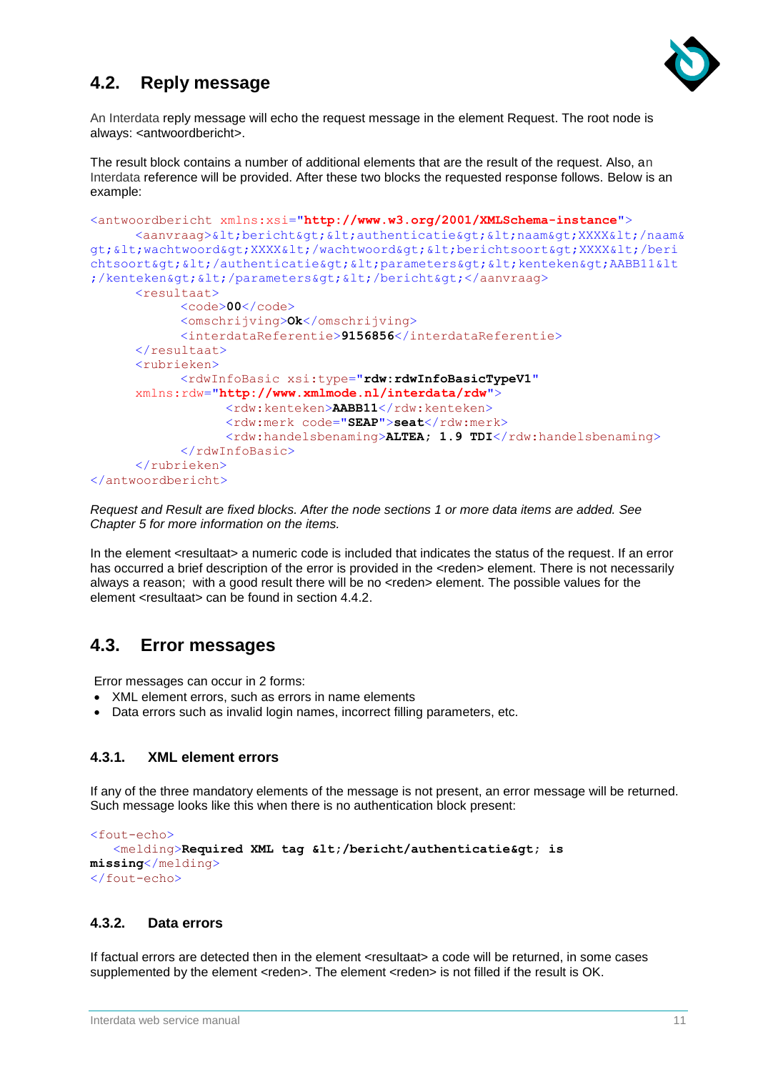## 4.2. Reply message

An Interdata reply message will echo the request message in the element Request. The root node is always: <antwoordbericht>.

The result block contains a number of additional elements that are the result of the request. Also, an Interdata reference will be provided. After these two blocks the requested response follows. Below is an example:

```
<antwoordbericht xmlns:xsi="http://www.w3.org/2001/XMLSchema-instance">
      <aanvraag>&lt;bericht&gt;&lt;authenticatie&gt;&lt;naam&gt;XXXX&lt;/naam&gt;&lt;wachtwoord&gt;XXXX&lt;/wachtwoord&gt;&lt;berichtsoort&gt;XXXX&lt;/berichtsoort&gt;&lt;/authenticatie&gt;&lt;parameters&gt;&lt;kenteken&gt;AABB11&lt;/kenteken&gt;&lt;/parameters&gt;&lt;/bericht&gt;</aanvraag>
      <resultaat>
            <code>00</code>
            <omschrijving>Ok</omschrijving>
            <interdataReferentie>9156856</interdataReferentie>
      </resultaat>
      <rubrieken>
            <rdwInfoBasic xsi:type="rdw:rdwInfoBasicTypeV1"
      xmlns:rdw="http://www.xmlmode.nl/interdata/rdw">
                  <rdw:kenteken>AABB11</rdw:kenteken>
                  <rdw:merk code="SEAP">seat</rdw:merk>
                  <rdw:handelsbenaming>ALTEA; 1.9 TDI</rdw:handelsbenaming>
            </rdwInfoBasic>
      </rubrieken>
</antwoordbericht>
```

*Request and Result are fixed blocks. After the node sections 1 or more data items are added. See Chapter 5 for more information on the items.*

In the element <resultaat> a numeric code is included that indicates the status of the request. If an error has occurred a brief description of the error is provided in the <reden> element. There is not necessarily always a reason; with a good result there will be no <reden> element. The possible values for the element <resultaat> can be found in section 4.4.2.

## 4.3. Error messages

Error messages can occur in 2 forms:

- XML element errors, such as errors in name elements
- Data errors such as invalid login names, incorrect filling parameters, etc.

### 4.3.1. XML element errors

If any of the three mandatory elements of the message is not present, an error message will be returned. Such message looks like this when there is no authentication block present:

```
<fout-echo>
   <melding>Required XML tag &lt;/bericht/authenticatie&gt; is missing</melding>
</fout-echo>
```

### 4.3.2. Data errors

If factual errors are detected then in the element <resultaat> a code will be returned, in some cases supplemented by the element <reden>. The element <reden> is not filled if the result is OK.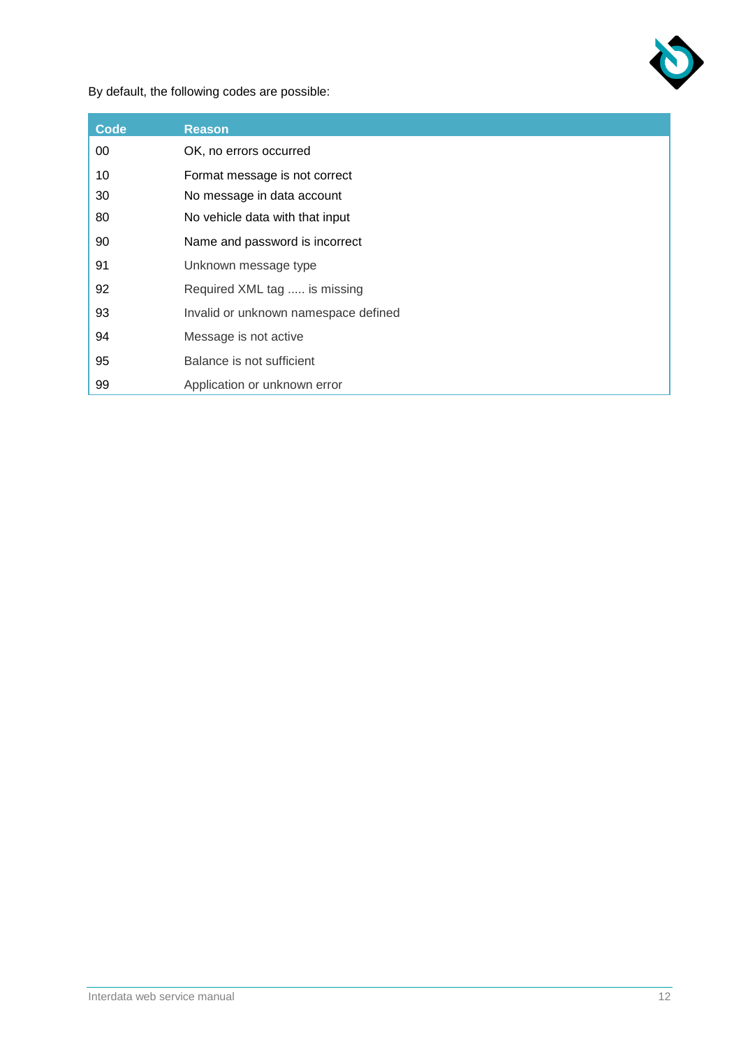By default, the following codes are possible:

| Code | Reason |
| --- | --- |
| 00 | OK, no errors occurred |
| 10 | Format message is not correct |
| 30 | No message in data account |
| 80 | No vehicle data with that input |
| 90 | Name and password is incorrect |
| 91 | Unknown message type |
| 92 | Required XML tag ..... is missing |
| 93 | Invalid or unknown namespace defined |
| 94 | Message is not active |
| 95 | Balance is not sufficient |
| 99 | Application or unknown error |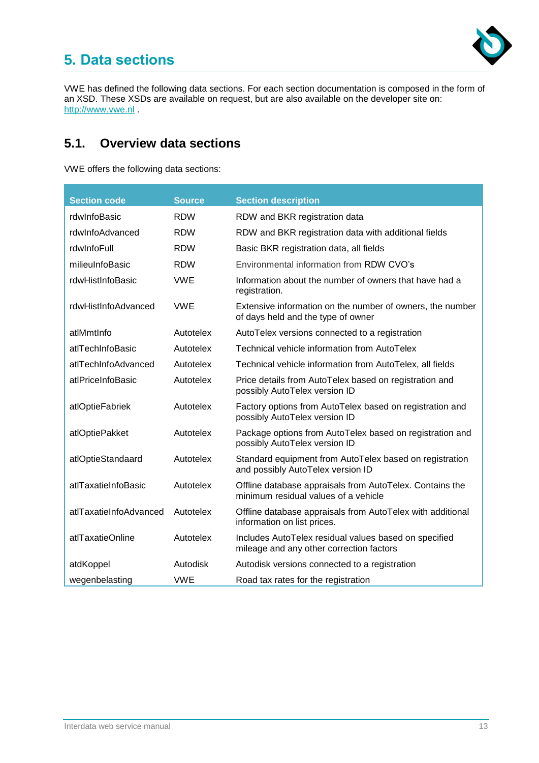# 5. Data sections

VWE has defined the following data sections. For each section documentation is composed in the form of an XSD. These XSDs are available on request, but are also available on the developer site on: http://www.vwe.nl .

## 5.1. Overview data sections

VWE offers the following data sections:

| Section code | Source | Section description |
| --- | --- | --- |
| rdwInfoBasic | RDW | RDW and BKR registration data |
| rdwInfoAdvanced | RDW | RDW and BKR registration data with additional fields |
| rdwInfoFull | RDW | Basic BKR registration data, all fields |
| milieuInfoBasic | RDW | Environmental information from RDW CVO's |
| rdwHistInfoBasic | VWE | Information about the number of owners that have had a registration. |
| rdwHistInfoAdvanced | VWE | Extensive information on the number of owners, the number of days held and the type of owner |
| atlMmtInfo | Autotelex | AutoTelex versions connected to a registration |
| atlTechInfoBasic | Autotelex | Technical vehicle information from AutoTelex |
| atlTechInfoAdvanced | Autotelex | Technical vehicle information from AutoTelex, all fields |
| atlPriceInfoBasic | Autotelex | Price details from AutoTelex based on registration and possibly AutoTelex version ID |
| atlOptieFabriek | Autotelex | Factory options from AutoTelex based on registration and possibly AutoTelex version ID |
| atlOptiePakket | Autotelex | Package options from AutoTelex based on registration and possibly AutoTelex version ID |
| atlOptieStandaard | Autotelex | Standard equipment from AutoTelex based on registration and possibly AutoTelex version ID |
| atlTaxatieInfoBasic | Autotelex | Offline database appraisals from AutoTelex. Contains the minimum residual values of a vehicle |
| atlTaxatieInfoAdvanced | Autotelex | Offline database appraisals from AutoTelex with additional information on list prices. |
| atlTaxatieOnline | Autotelex | Includes AutoTelex residual values based on specified mileage and any other correction factors |
| atdKoppel | Autodisk | Autodisk versions connected to a registration |
| wegenbelasting | VWE | Road tax rates for the registration |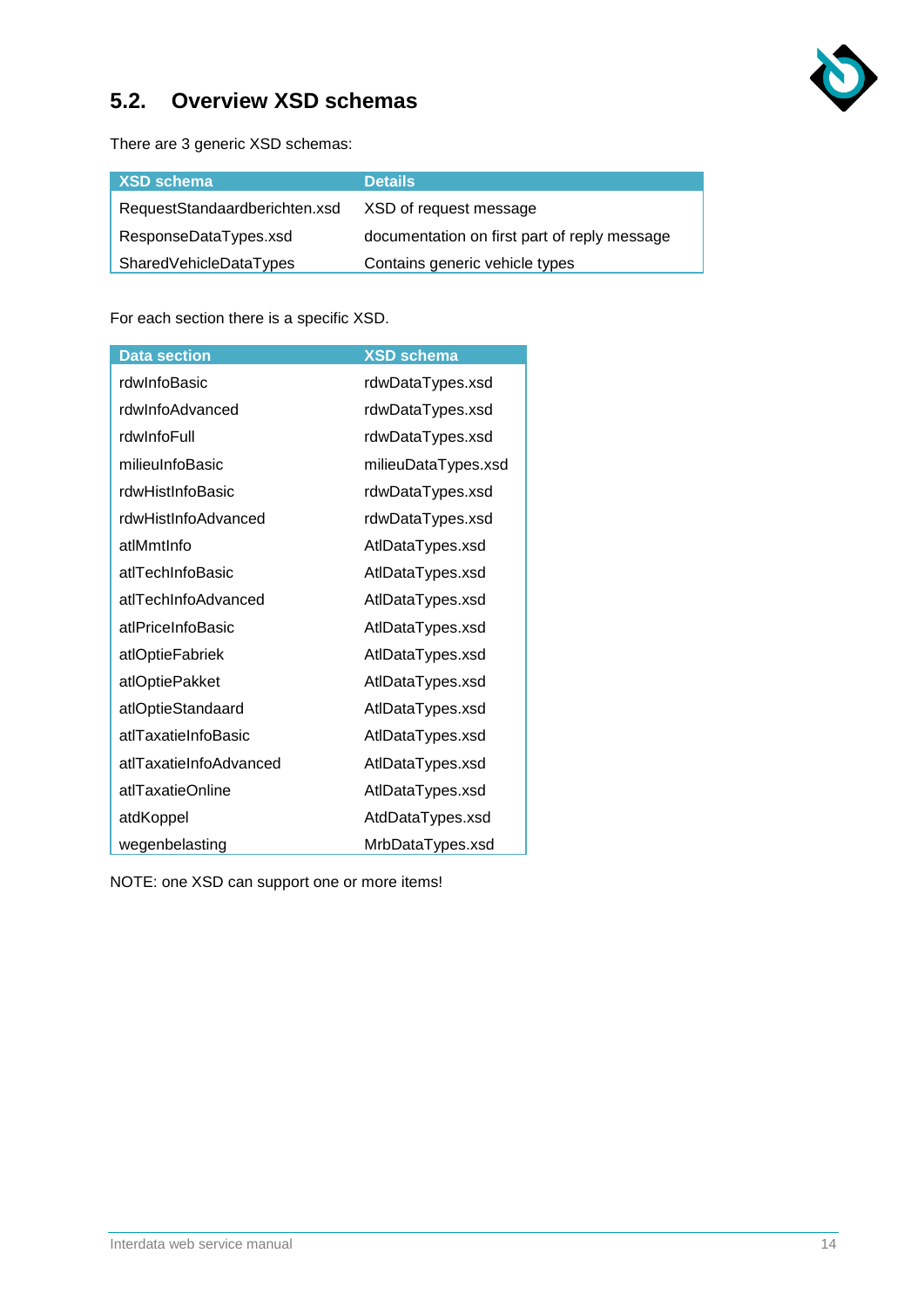## 5.2. Overview XSD schemas

There are 3 generic XSD schemas:

| XSD schema | Details |
|---|---|
| RequestStandaardberichten.xsd | XSD of request message |
| ResponseDataTypes.xsd | documentation on first part of reply message |
| SharedVehicleDataTypes | Contains generic vehicle types |

For each section there is a specific XSD.

| Data section | XSD schema |
|---|---|
| rdwInfoBasic | rdwDataTypes.xsd |
| rdwInfoAdvanced | rdwDataTypes.xsd |
| rdwInfoFull | rdwDataTypes.xsd |
| milieuInfoBasic | milieuDataTypes.xsd |
| rdwHistInfoBasic | rdwDataTypes.xsd |
| rdwHistInfoAdvanced | rdwDataTypes.xsd |
| atlMmtInfo | AtlDataTypes.xsd |
| atlTechInfoBasic | AtlDataTypes.xsd |
| atlTechInfoAdvanced | AtlDataTypes.xsd |
| atlPriceInfoBasic | AtlDataTypes.xsd |
| atlOptieFabriek | AtlDataTypes.xsd |
| atlOptiePakket | AtlDataTypes.xsd |
| atlOptieStandaard | AtlDataTypes.xsd |
| atlTaxatieInfoBasic | AtlDataTypes.xsd |
| atlTaxatieInfoAdvanced | AtlDataTypes.xsd |
| atlTaxatieOnline | AtlDataTypes.xsd |
| atdKoppel | AtdDataTypes.xsd |
| wegenbelasting | MrbDataTypes.xsd |

NOTE: one XSD can support one or more items!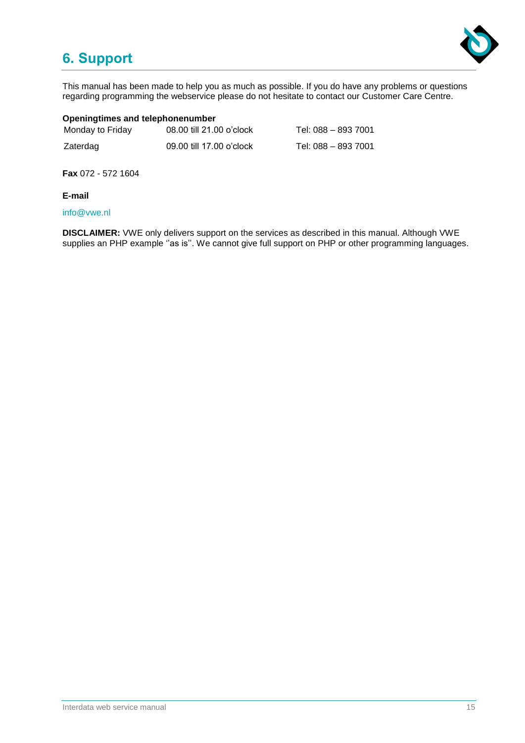# 6. Support

This manual has been made to help you as much as possible. If you do have any problems or questions regarding programming the webservice please do not hesitate to contact our Customer Care Centre.

**Openingtimes and telephonenumber**

| | | |
|---|---|---|
| Monday to Friday | 08.00 till 21.00 o'clock | Tel: 088 – 893 7001 |
| Zaterdag | 09.00 till 17.00 o'clock | Tel: 088 – 893 7001 |

**Fax** 072 - 572 1604

**E-mail**

info@vwe.nl

**DISCLAIMER:** VWE only delivers support on the services as described in this manual. Although VWE supplies an PHP example ''as is''. We cannot give full support on PHP or other programming languages.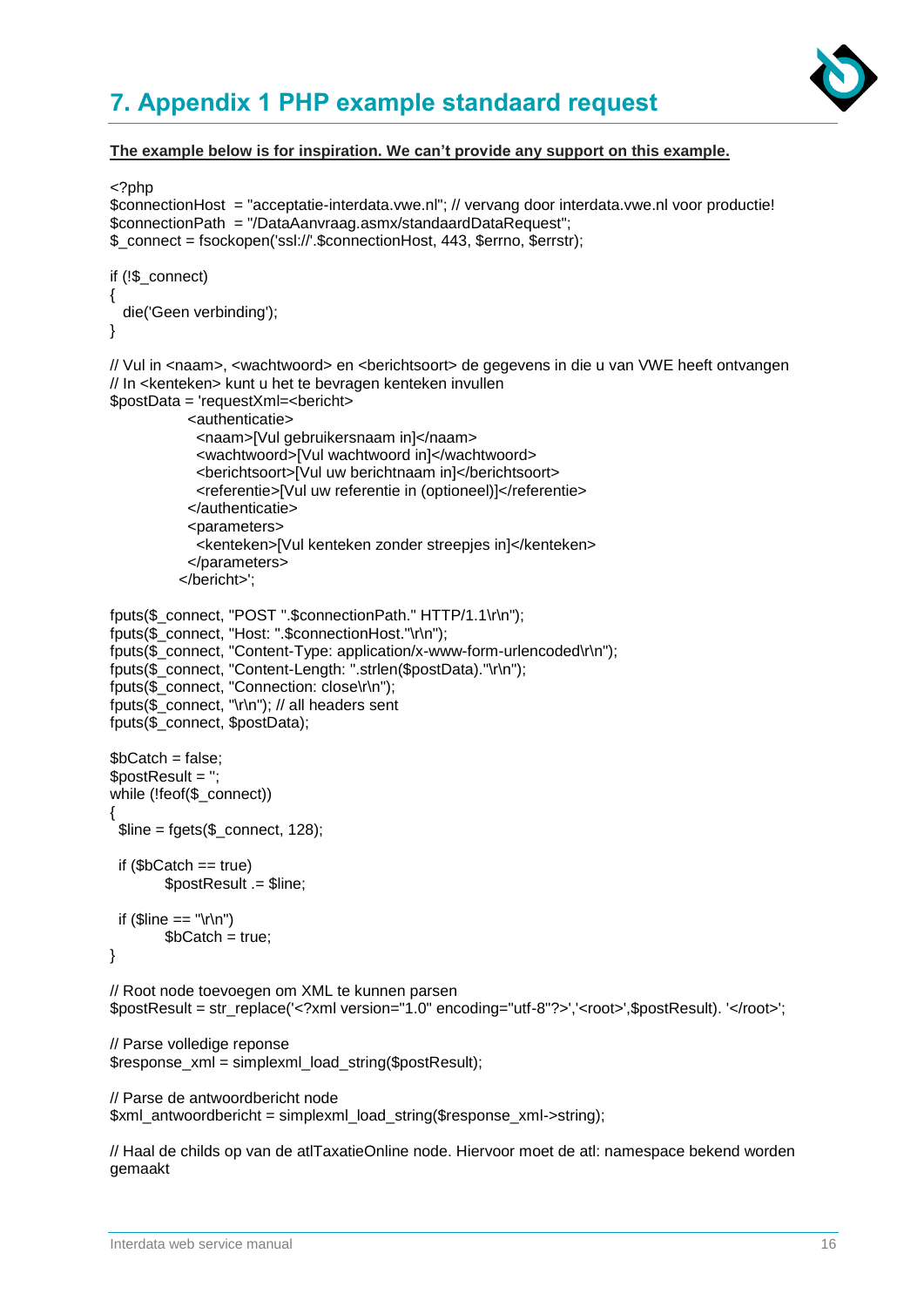# 7. Appendix 1 PHP example standaard request

**The example below is for inspiration. We can't provide any support on this example.**

```php
<?php
$connectionHost  = "acceptatie-interdata.vwe.nl"; // vervang door interdata.vwe.nl voor productie!
$connectionPath  = "/DataAanvraag.asmx/standaardDataRequest";
$_connect = fsockopen('ssl://'.$connectionHost, 443, $errno, $errstr);

if (!$_connect)
{
  die('Geen verbinding');
}

// Vul in <naam>, <wachtwoord> en <berichtsoort> de gegevens in die u van VWE heeft ontvangen
// In <kenteken> kunt u het te bevragen kenteken invullen
$postData = 'requestXml=<bericht>
            <authenticatie>
              <naam>[Vul gebruikersnaam in]</naam>
              <wachtwoord>[Vul wachtwoord in]</wachtwoord>
              <berichtsoort>[Vul uw berichtnaam in]</berichtsoort>
              <referentie>[Vul uw referentie in (optioneel)]</referentie>
            </authenticatie>
            <parameters>
              <kenteken>[Vul kenteken zonder streepjes in]</kenteken>
            </parameters>
          </bericht>';

fputs($_connect, "POST ".$connectionPath." HTTP/1.1\r\n");
fputs($_connect, "Host: ".$connectionHost."\r\n");
fputs($_connect, "Content-Type: application/x-www-form-urlencoded\r\n");
fputs($_connect, "Content-Length: ".strlen($postData)."\r\n");
fputs($_connect, "Connection: close\r\n");
fputs($_connect, "\r\n"); // all headers sent
fputs($_connect, $postData);

$bCatch = false;
$postResult = '';
while (!feof($_connect))
{
  $line = fgets($_connect, 128);

  if ($bCatch == true)
        $postResult .= $line;

  if ($line == "\r\n")
        $bCatch = true;
}

// Root node toevoegen om XML te kunnen parsen
$postResult = str_replace('<?xml version="1.0" encoding="utf-8"?>','<root>',$postResult). '</root>';

// Parse volledige reponse
$response_xml = simplexml_load_string($postResult);

// Parse de antwoordbericht node
$xml_antwoordbericht = simplexml_load_string($response_xml->string);

// Haal de childs op van de atlTaxatieOnline node. Hiervoor moet de atl: namespace bekend worden
gemaakt
```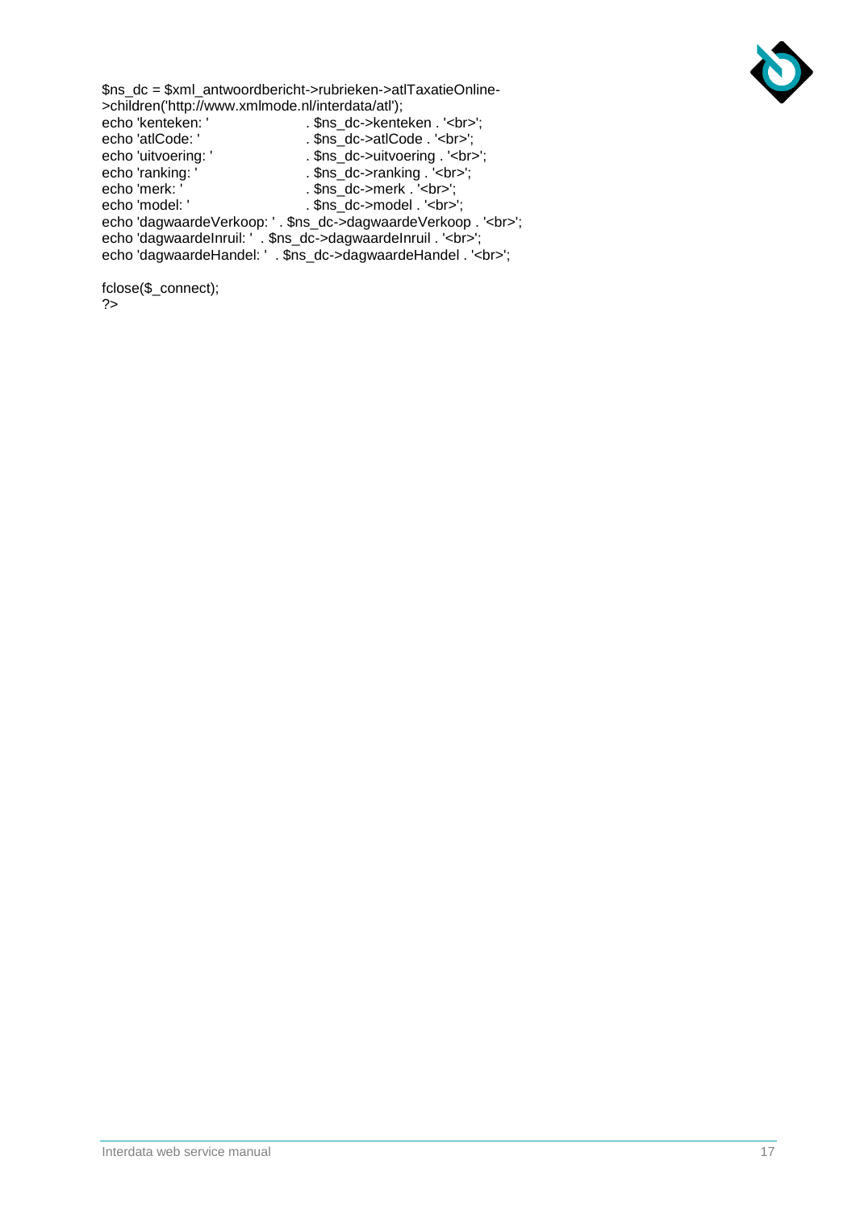```php
$ns_dc = $xml_antwoordbericht->rubrieken->atlTaxatieOnline-
>children('http://www.xmlmode.nl/interdata/atl');
echo 'kenteken: '                . $ns_dc->kenteken . '<br>';
echo 'atlCode: '                 . $ns_dc->atlCode . '<br>';
echo 'uitvoering: '              . $ns_dc->uitvoering . '<br>';
echo 'ranking: '                 . $ns_dc->ranking . '<br>';
echo 'merk: '                    . $ns_dc->merk . '<br>';
echo 'model: '                   . $ns_dc->model . '<br>';
echo 'dagwaardeVerkoop: ' . $ns_dc->dagwaardeVerkoop . '<br>';
echo 'dagwaardeInruil: '  . $ns_dc->dagwaardeInruil . '<br>';
echo 'dagwaardeHandel: '  . $ns_dc->dagwaardeHandel . '<br>';

fclose($_connect);
?>
```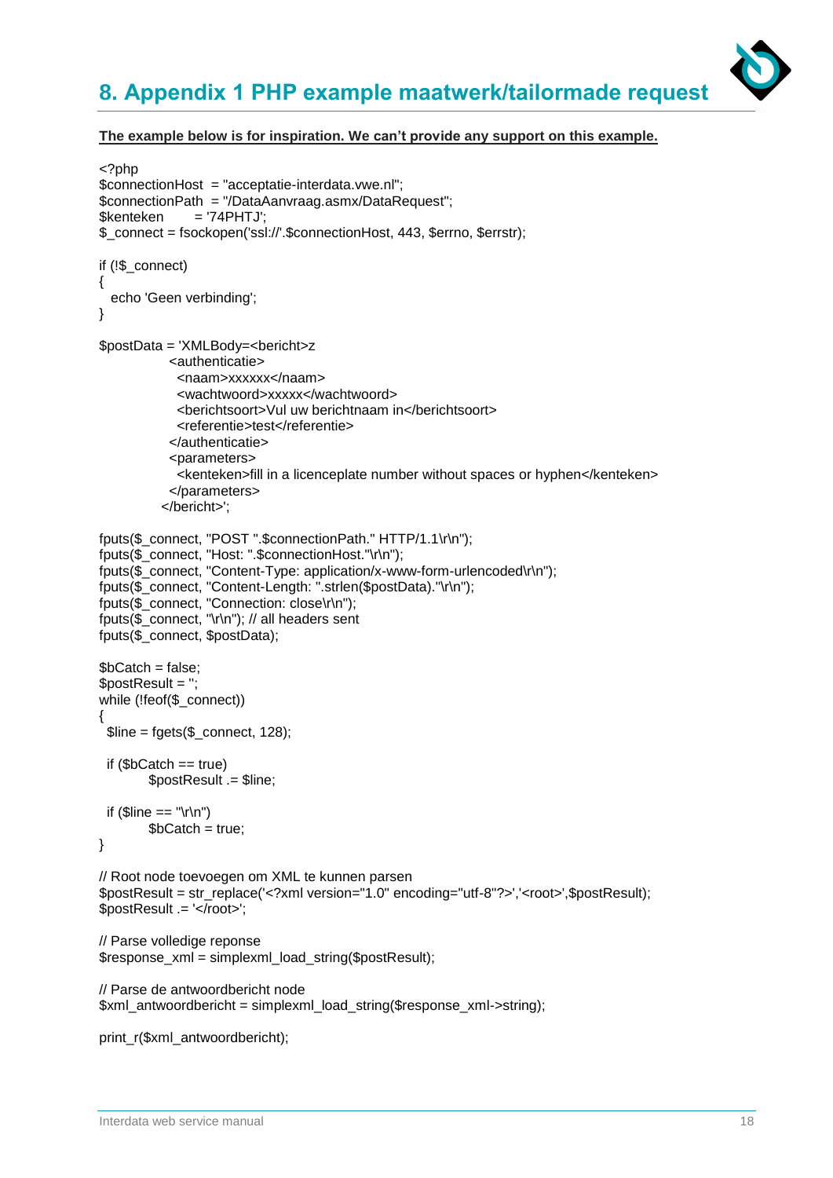# 8. Appendix 1 PHP example maatwerk/tailormade request

**The example below is for inspiration. We can't provide any support on this example.**

```php
<?php
$connectionHost  = "acceptatie-interdata.vwe.nl";
$connectionPath  = "/DataAanvraag.asmx/DataRequest";
$kenteken        = '74PHTJ';
$_connect = fsockopen('ssl://'.$connectionHost, 443, $errno, $errstr);

if (!$_connect)
{
  echo 'Geen verbinding';
}

$postData = 'XMLBody=<bericht>z
              <authenticatie>
                <naam>xxxxxx</naam>
                <wachtwoord>xxxxx</wachtwoord>
                <berichtsoort>Vul uw berichtnaam in</berichtsoort>
                <referentie>test</referentie>
              </authenticatie>
              <parameters>
                <kenteken>fill in a licenceplate number without spaces or hyphen</kenteken>
              </parameters>
            </bericht>';

fputs($_connect, "POST ".$connectionPath." HTTP/1.1\r\n");
fputs($_connect, "Host: ".$connectionHost."\r\n");
fputs($_connect, "Content-Type: application/x-www-form-urlencoded\r\n");
fputs($_connect, "Content-Length: ".strlen($postData)."\r\n");
fputs($_connect, "Connection: close\r\n");
fputs($_connect, "\r\n"); // all headers sent
fputs($_connect, $postData);

$bCatch = false;
$postResult = '';
while (!feof($_connect))
{
 $line = fgets($_connect, 128);

 if ($bCatch == true)
         $postResult .= $line;

 if ($line == "\r\n")
         $bCatch = true;
}

// Root node toevoegen om XML te kunnen parsen
$postResult = str_replace('<?xml version="1.0" encoding="utf-8"?>','<root>',$postResult);
$postResult .= '</root>';

// Parse volledige reponse
$response_xml = simplexml_load_string($postResult);

// Parse de antwoordbericht node
$xml_antwoordbericht = simplexml_load_string($response_xml->string);

print_r($xml_antwoordbericht);
```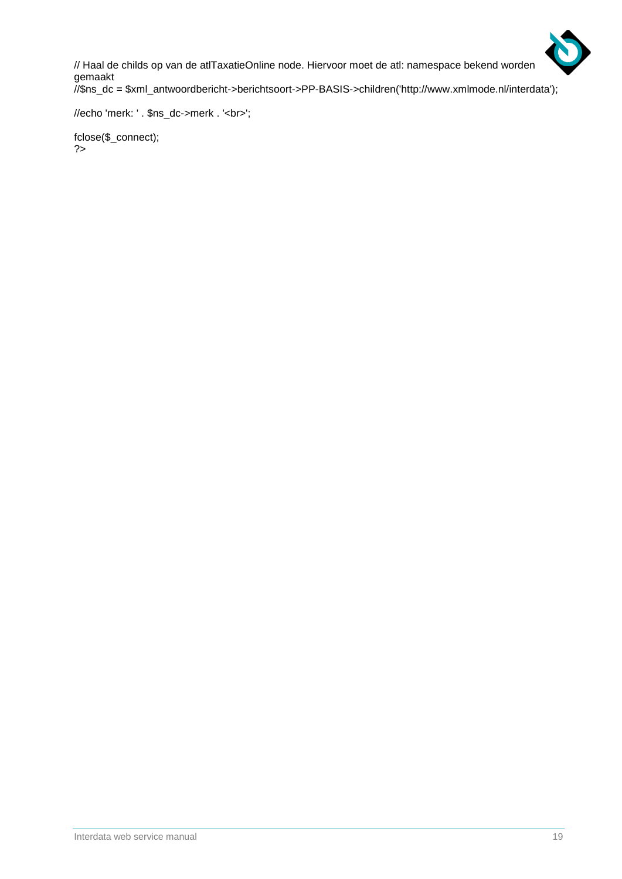```
// Haal de childs op van de atlTaxatieOnline node. Hiervoor moet de atl: namespace bekend worden
gemaakt
//$ns_dc = $xml_antwoordbericht->berichtsoort->PP-BASIS->children('http://www.xmlmode.nl/interdata');

//echo 'merk: ' . $ns_dc->merk . '<br>';

fclose($_connect);
?>
```